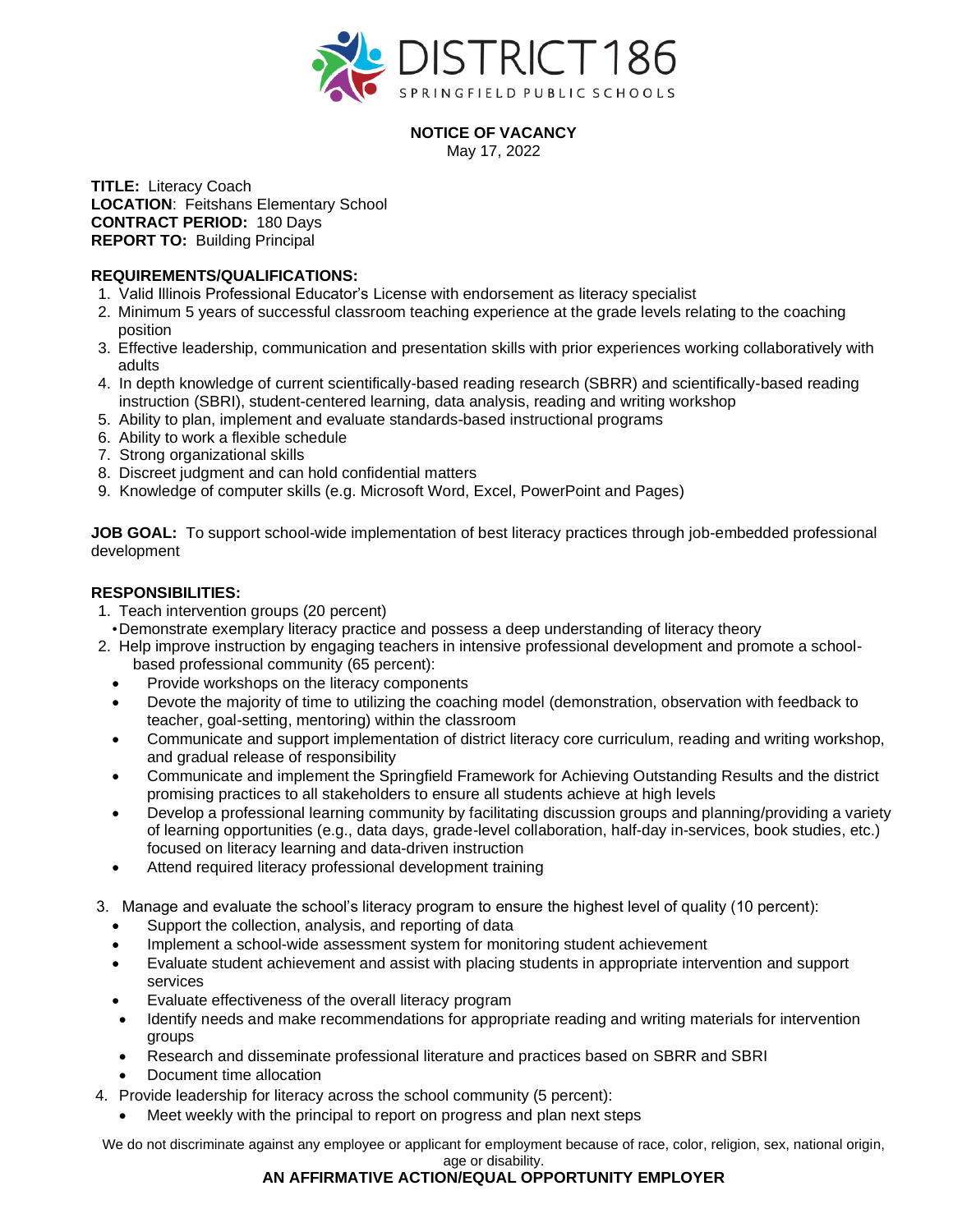# DISTRICT 186

SPRINGFIELD PUBLIC SCHOOLS

**NOTICE OF VACANCY**

May 17, 2022

**TITLE:** Literacy Coach
**LOCATION**: Feitshans Elementary School
**CONTRACT PERIOD:** 180 Days
**REPORT TO:** Building Principal

**REQUIREMENTS/QUALIFICATIONS:**

1. Valid Illinois Professional Educator's License with endorsement as literacy specialist
2. Minimum 5 years of successful classroom teaching experience at the grade levels relating to the coaching position
3. Effective leadership, communication and presentation skills with prior experiences working collaboratively with adults
4. In depth knowledge of current scientifically-based reading research (SBRR) and scientifically-based reading instruction (SBRI), student-centered learning, data analysis, reading and writing workshop
5. Ability to plan, implement and evaluate standards-based instructional programs
6. Ability to work a flexible schedule
7. Strong organizational skills
8. Discreet judgment and can hold confidential matters
9. Knowledge of computer skills (e.g. Microsoft Word, Excel, PowerPoint and Pages)

**JOB GOAL:** To support school-wide implementation of best literacy practices through job-embedded professional development

**RESPONSIBILITIES:**

1. Teach intervention groups (20 percent)
   - Demonstrate exemplary literacy practice and possess a deep understanding of literacy theory
2. Help improve instruction by engaging teachers in intensive professional development and promote a school-based professional community (65 percent):
   - Provide workshops on the literacy components
   - Devote the majority of time to utilizing the coaching model (demonstration, observation with feedback to teacher, goal-setting, mentoring) within the classroom
   - Communicate and support implementation of district literacy core curriculum, reading and writing workshop, and gradual release of responsibility
   - Communicate and implement the Springfield Framework for Achieving Outstanding Results and the district promising practices to all stakeholders to ensure all students achieve at high levels
   - Develop a professional learning community by facilitating discussion groups and planning/providing a variety of learning opportunities (e.g., data days, grade-level collaboration, half-day in-services, book studies, etc.) focused on literacy learning and data-driven instruction
   - Attend required literacy professional development training
3. Manage and evaluate the school's literacy program to ensure the highest level of quality (10 percent):
   - Support the collection, analysis, and reporting of data
   - Implement a school-wide assessment system for monitoring student achievement
   - Evaluate student achievement and assist with placing students in appropriate intervention and support services
   - Evaluate effectiveness of the overall literacy program
   - Identify needs and make recommendations for appropriate reading and writing materials for intervention groups
   - Research and disseminate professional literature and practices based on SBRR and SBRI
   - Document time allocation
4. Provide leadership for literacy across the school community (5 percent):
   - Meet weekly with the principal to report on progress and plan next steps

We do not discriminate against any employee or applicant for employment because of race, color, religion, sex, national origin, age or disability.

**AN AFFIRMATIVE ACTION/EQUAL OPPORTUNITY EMPLOYER**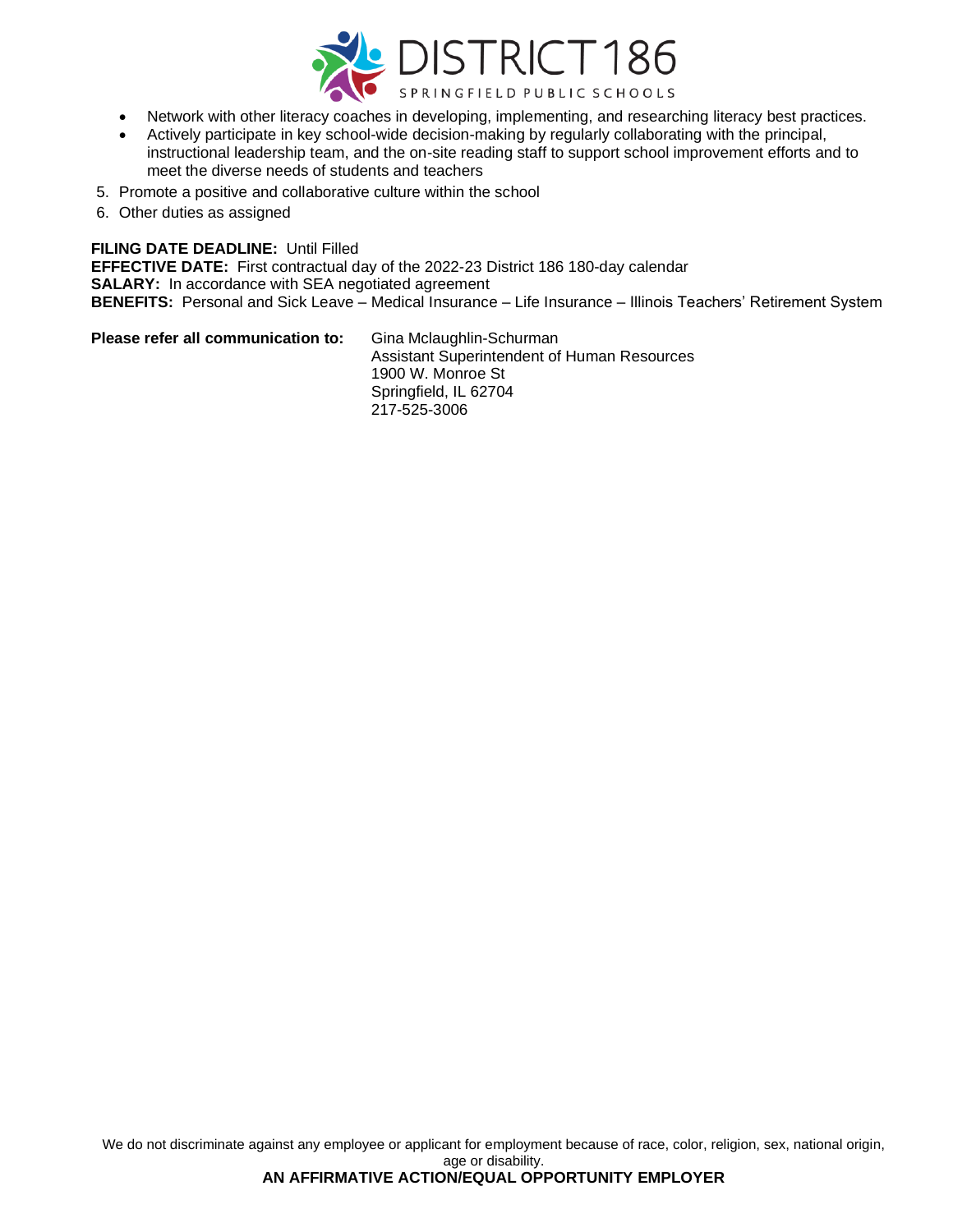- Network with other literacy coaches in developing, implementing, and researching literacy best practices.
- Actively participate in key school-wide decision-making by regularly collaborating with the principal, instructional leadership team, and the on-site reading staff to support school improvement efforts and to meet the diverse needs of students and teachers

5. Promote a positive and collaborative culture within the school
6. Other duties as assigned

**FILING DATE DEADLINE:** Until Filled
**EFFECTIVE DATE:** First contractual day of the 2022-23 District 186 180-day calendar
**SALARY:** In accordance with SEA negotiated agreement
**BENEFITS:** Personal and Sick Leave – Medical Insurance – Life Insurance – Illinois Teachers' Retirement System

**Please refer all communication to:**

Gina Mclaughlin-Schurman
Assistant Superintendent of Human Resources
1900 W. Monroe St
Springfield, IL 62704
217-525-3006

We do not discriminate against any employee or applicant for employment because of race, color, religion, sex, national origin, age or disability.

**AN AFFIRMATIVE ACTION/EQUAL OPPORTUNITY EMPLOYER**